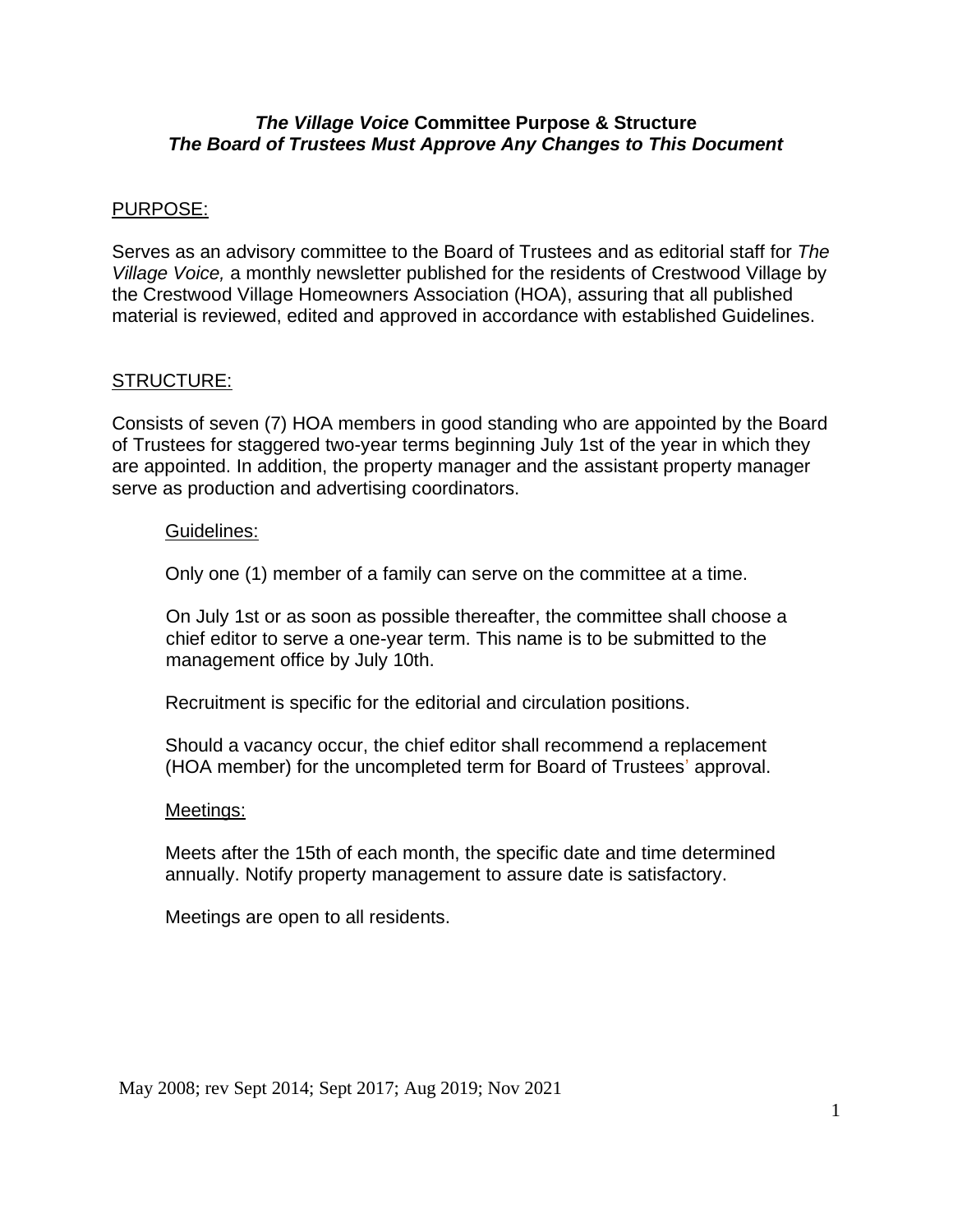# *The Village Voice* Committee Purpose & Structure
## *The Board of Trustees Must Approve Any Changes to This Document*

PURPOSE:

Serves as an advisory committee to the Board of Trustees and as editorial staff for *The Village Voice,* a monthly newsletter published for the residents of Crestwood Village by the Crestwood Village Homeowners Association (HOA), assuring that all published material is reviewed, edited and approved in accordance with established Guidelines.

STRUCTURE:

Consists of seven (7) HOA members in good standing who are appointed by the Board of Trustees for staggered two-year terms beginning July 1st of the year in which they are appointed. In addition, the property manager and the assistant property manager serve as production and advertising coordinators.

Guidelines:

Only one (1) member of a family can serve on the committee at a time.

On July 1st or as soon as possible thereafter, the committee shall choose a chief editor to serve a one-year term. This name is to be submitted to the management office by July 10th.

Recruitment is specific for the editorial and circulation positions.

Should a vacancy occur, the chief editor shall recommend a replacement (HOA member) for the uncompleted term for Board of Trustees' approval.

Meetings:

Meets after the 15th of each month, the specific date and time determined annually. Notify property management to assure date is satisfactory.

Meetings are open to all residents.

May 2008; rev Sept 2014; Sept 2017; Aug 2019; Nov 2021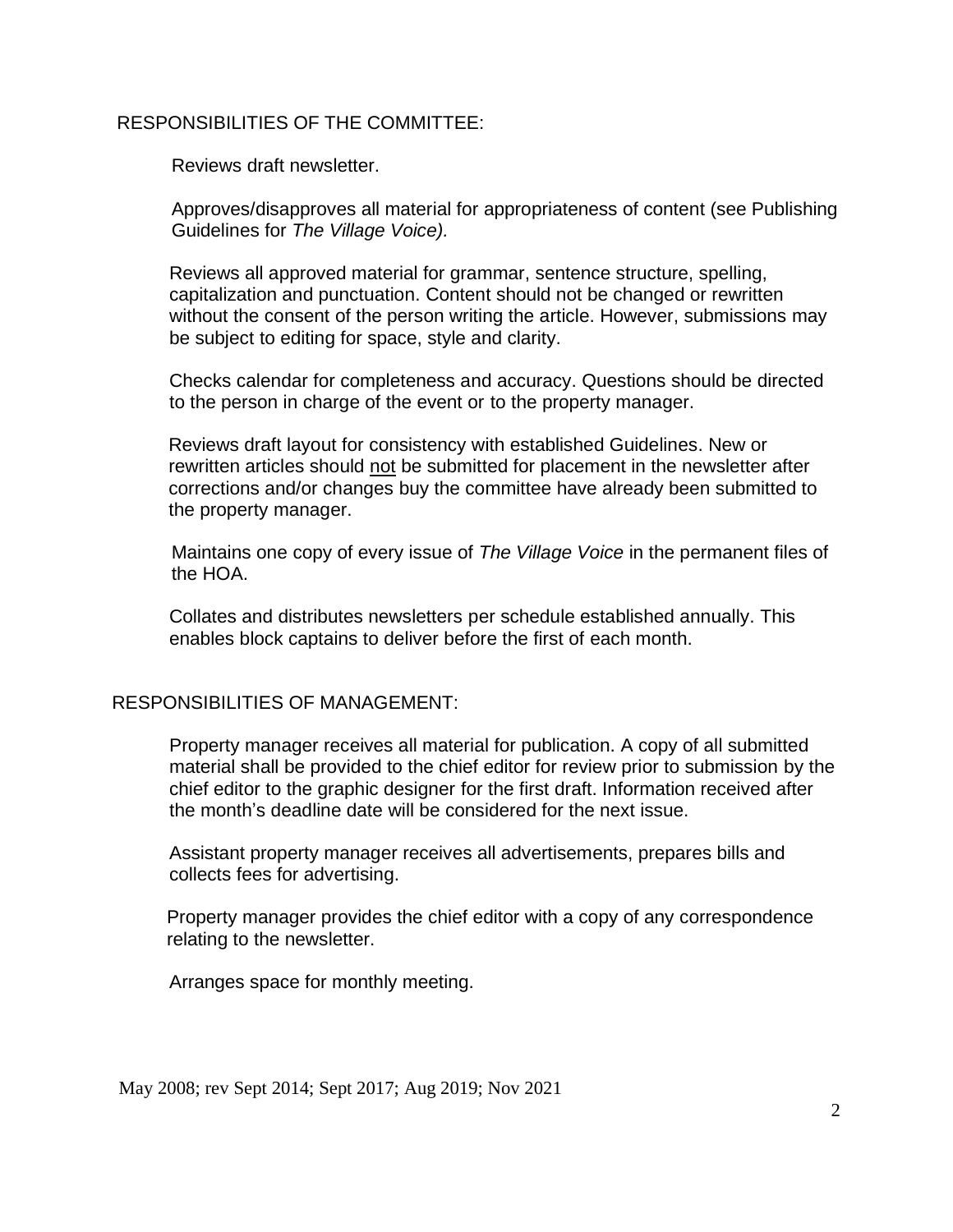## RESPONSIBILITIES OF THE COMMITTEE:

Reviews draft newsletter.

Approves/disapproves all material for appropriateness of content (see Publishing Guidelines for *The Village Voice).*

Reviews all approved material for grammar, sentence structure, spelling, capitalization and punctuation. Content should not be changed or rewritten without the consent of the person writing the article. However, submissions may be subject to editing for space, style and clarity.

Checks calendar for completeness and accuracy. Questions should be directed to the person in charge of the event or to the property manager.

Reviews draft layout for consistency with established Guidelines. New or rewritten articles should <u>not</u> be submitted for placement in the newsletter after corrections and/or changes buy the committee have already been submitted to the property manager.

Maintains one copy of every issue of *The Village Voice* in the permanent files of the HOA.

Collates and distributes newsletters per schedule established annually. This enables block captains to deliver before the first of each month.

## RESPONSIBILITIES OF MANAGEMENT:

Property manager receives all material for publication. A copy of all submitted material shall be provided to the chief editor for review prior to submission by the chief editor to the graphic designer for the first draft. Information received after the month's deadline date will be considered for the next issue.

Assistant property manager receives all advertisements, prepares bills and collects fees for advertising.

Property manager provides the chief editor with a copy of any correspondence relating to the newsletter.

Arranges space for monthly meeting.

May 2008; rev Sept 2014; Sept 2017; Aug 2019; Nov 2021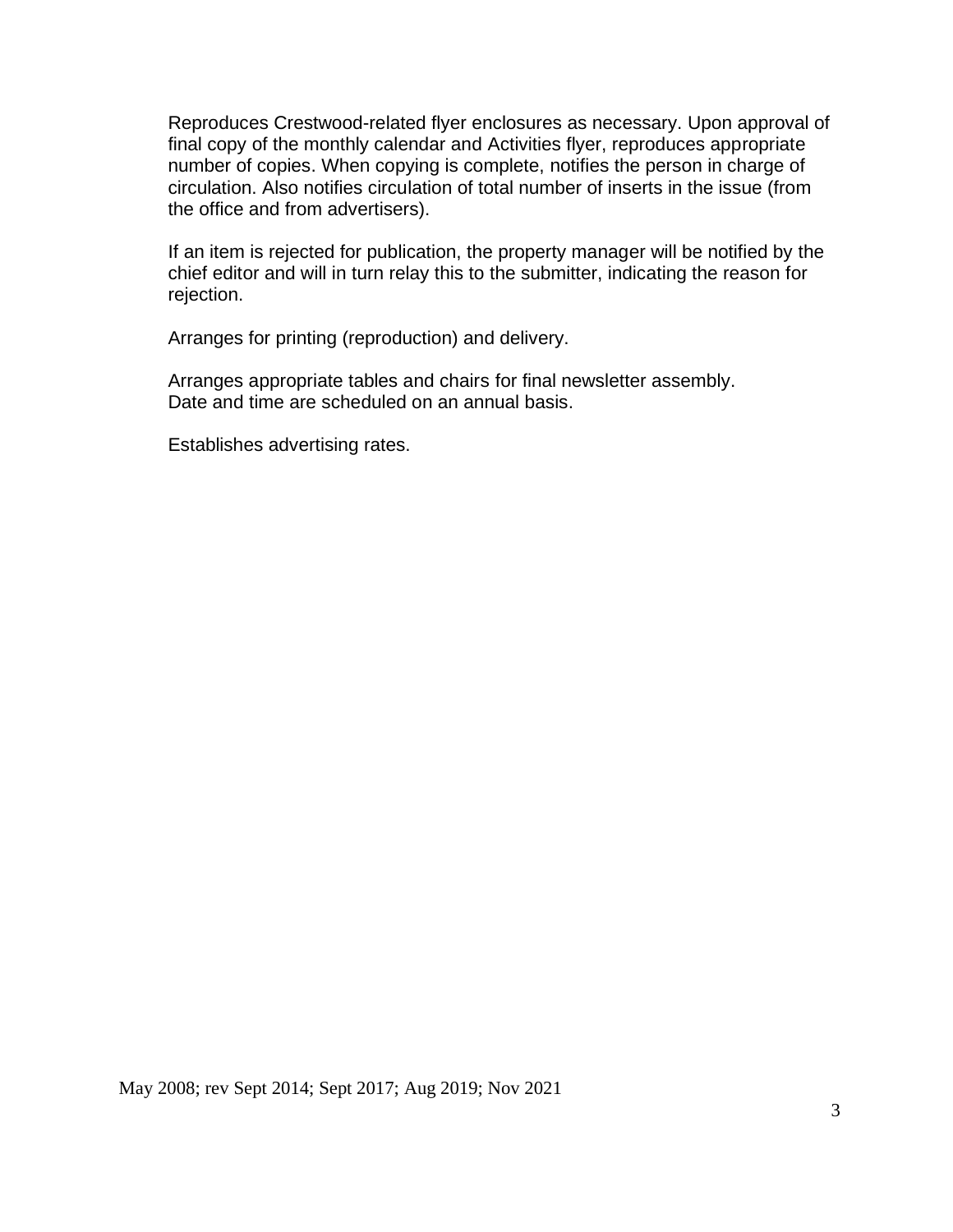Reproduces Crestwood-related flyer enclosures as necessary. Upon approval of final copy of the monthly calendar and Activities flyer, reproduces appropriate number of copies. When copying is complete, notifies the person in charge of circulation. Also notifies circulation of total number of inserts in the issue (from the office and from advertisers).

If an item is rejected for publication, the property manager will be notified by the chief editor and will in turn relay this to the submitter, indicating the reason for rejection.

Arranges for printing (reproduction) and delivery.

Arranges appropriate tables and chairs for final newsletter assembly.
Date and time are scheduled on an annual basis.

Establishes advertising rates.